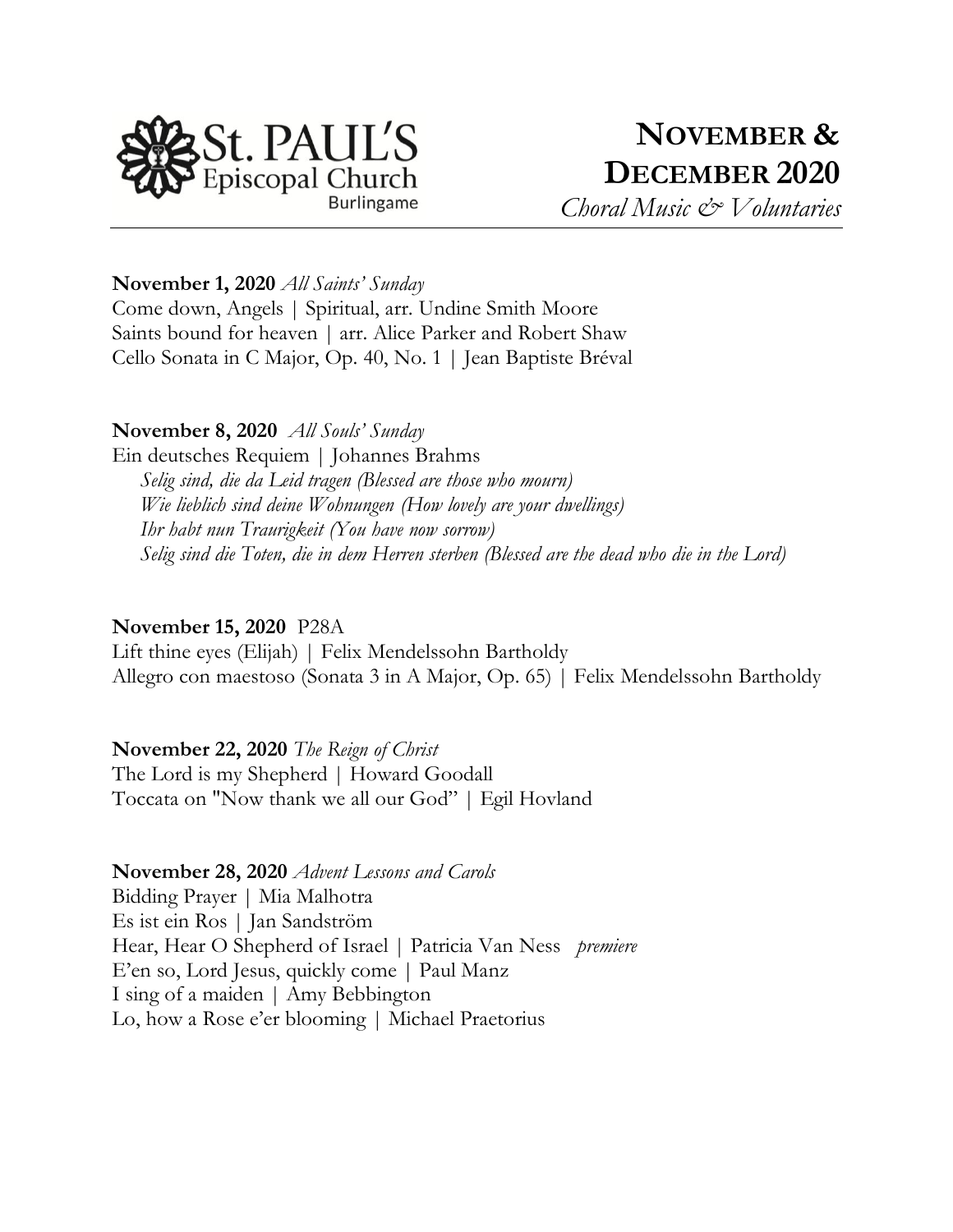St. PAUL'S Episcopal Church Burlingame

# NOVEMBER & DECEMBER 2020

*Choral Music & Voluntaries*

**November 1, 2020** *All Saints' Sunday*
Come down, Angels | Spiritual, arr. Undine Smith Moore
Saints bound for heaven | arr. Alice Parker and Robert Shaw
Cello Sonata in C Major, Op. 40, No. 1 | Jean Baptiste Bréval

**November 8, 2020** *All Souls' Sunday*
Ein deutsches Requiem | Johannes Brahms
*Selig sind, die da Leid tragen (Blessed are those who mourn)*
*Wie lieblich sind deine Wohnungen (How lovely are your dwellings)*
*Ihr habt nun Traurigkeit (You have now sorrow)*
*Selig sind die Toten, die in dem Herren sterben (Blessed are the dead who die in the Lord)*

**November 15, 2020** P28A
Lift thine eyes (Elijah) | Felix Mendelssohn Bartholdy
Allegro con maestoso (Sonata 3 in A Major, Op. 65) | Felix Mendelssohn Bartholdy

**November 22, 2020** *The Reign of Christ*
The Lord is my Shepherd | Howard Goodall
Toccata on "Now thank we all our God" | Egil Hovland

**November 28, 2020** *Advent Lessons and Carols*
Bidding Prayer | Mia Malhotra
Es ist ein Ros | Jan Sandström
Hear, Hear O Shepherd of Israel | Patricia Van Ness *premiere*
E'en so, Lord Jesus, quickly come | Paul Manz
I sing of a maiden | Amy Bebbington
Lo, how a Rose e'er blooming | Michael Praetorius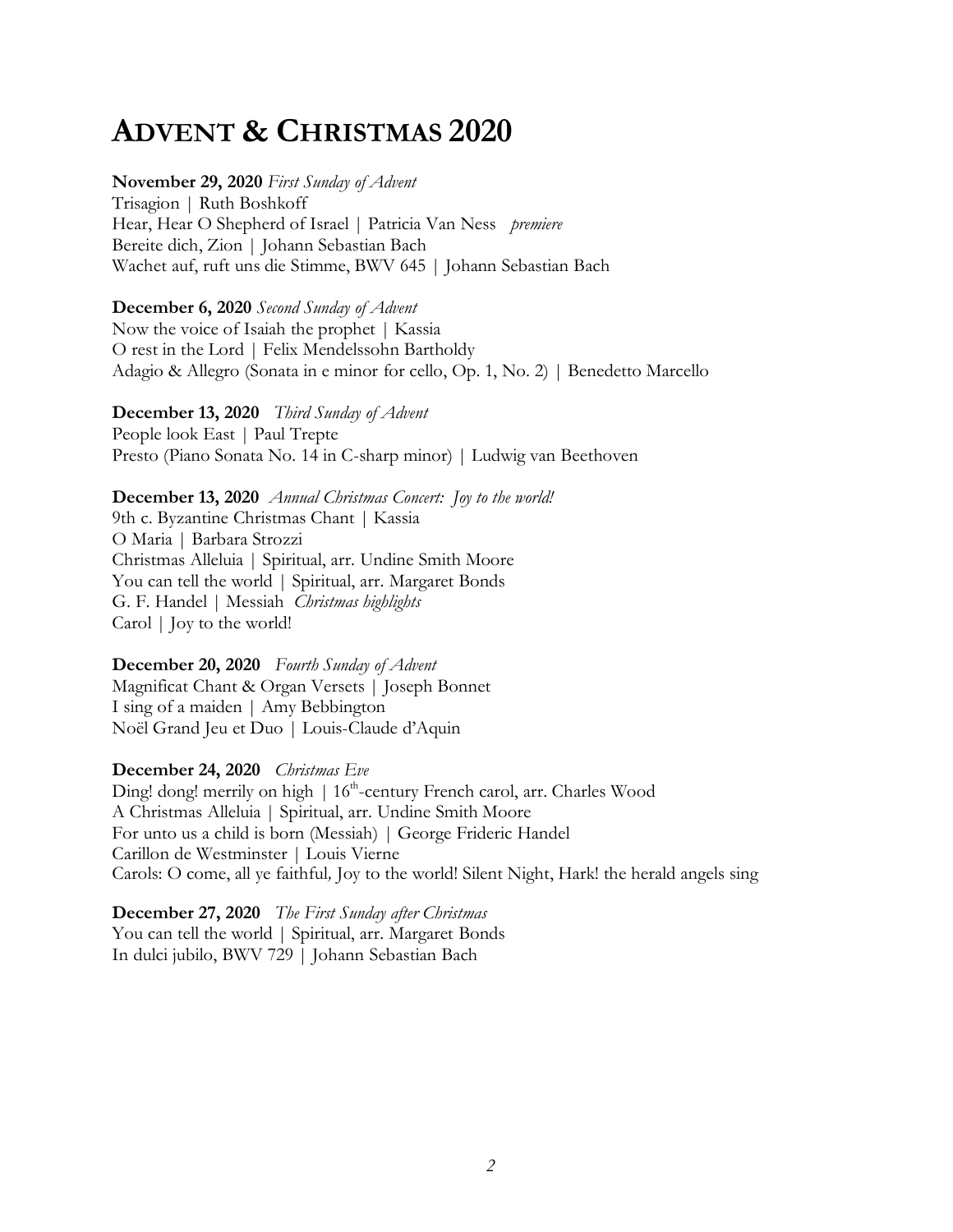# ADVENT & CHRISTMAS 2020

**November 29, 2020** *First Sunday of Advent*
Trisagion | Ruth Boshkoff
Hear, Hear O Shepherd of Israel | Patricia Van Ness *premiere*
Bereite dich, Zion | Johann Sebastian Bach
Wachet auf, ruft uns die Stimme, BWV 645 | Johann Sebastian Bach

**December 6, 2020** *Second Sunday of Advent*
Now the voice of Isaiah the prophet | Kassia
O rest in the Lord | Felix Mendelssohn Bartholdy
Adagio & Allegro (Sonata in e minor for cello, Op. 1, No. 2) | Benedetto Marcello

**December 13, 2020** *Third Sunday of Advent*
People look East | Paul Trepte
Presto (Piano Sonata No. 14 in C-sharp minor) | Ludwig van Beethoven

**December 13, 2020** *Annual Christmas Concert: Joy to the world!*
9th c. Byzantine Christmas Chant | Kassia
O Maria | Barbara Strozzi
Christmas Alleluia | Spiritual, arr. Undine Smith Moore
You can tell the world | Spiritual, arr. Margaret Bonds
G. F. Handel | Messiah *Christmas highlights*
Carol | Joy to the world!

**December 20, 2020** *Fourth Sunday of Advent*
Magnificat Chant & Organ Versets | Joseph Bonnet
I sing of a maiden | Amy Bebbington
Noël Grand Jeu et Duo | Louis-Claude d'Aquin

**December 24, 2020** *Christmas Eve*
Ding! dong! merrily on high | 16th-century French carol, arr. Charles Wood
A Christmas Alleluia | Spiritual, arr. Undine Smith Moore
For unto us a child is born (Messiah) | George Frideric Handel
Carillon de Westminster | Louis Vierne
Carols: O come, all ye faithful, Joy to the world! Silent Night, Hark! the herald angels sing

**December 27, 2020** *The First Sunday after Christmas*
You can tell the world | Spiritual, arr. Margaret Bonds
In dulci jubilo, BWV 729 | Johann Sebastian Bach